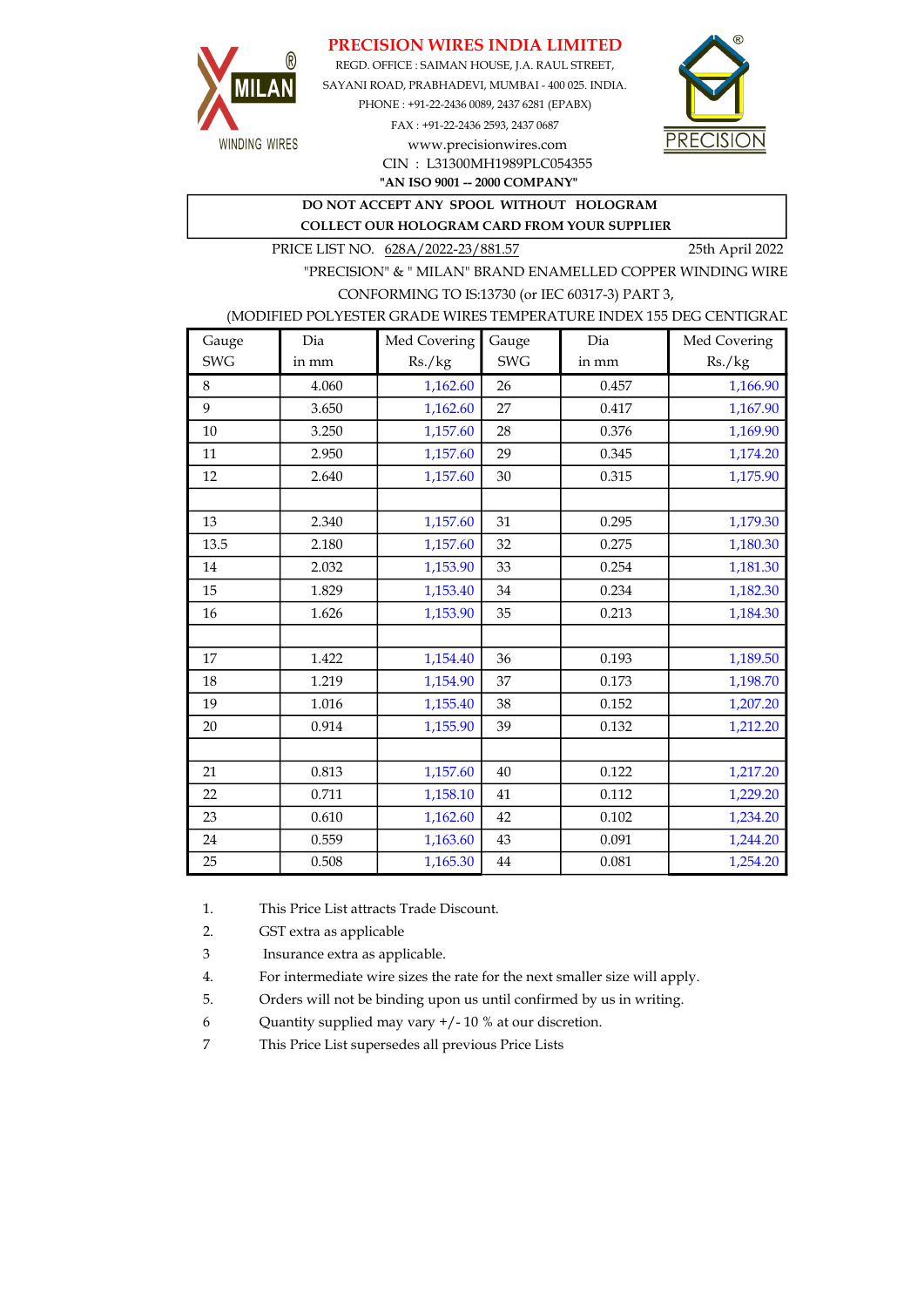# PRECISION WIRES INDIA LIMITED

REGD. OFFICE : SAIMAN HOUSE, J.A. RAUL STREET,
SAYANI ROAD, PRABHADEVI, MUMBAI - 400 025. INDIA.
PHONE : +91-22-2436 0089, 2437 6281 (EPABX)
FAX : +91-22-2436 2593, 2437 0687
www.precisionwires.com
CIN : L31300MH1989PLC054355
**"AN ISO 9001 -- 2000 COMPANY"**

**DO NOT ACCEPT ANY SPOOL WITHOUT HOLOGRAM**
**COLLECT OUR HOLOGRAM CARD FROM YOUR SUPPLIER**

PRICE LIST NO. 628A/2022-23/881.57 — 25th April 2022

"PRECISION" & " MILAN" BRAND ENAMELLED COPPER WINDING WIRE
CONFORMING TO IS:13730 (or IEC 60317-3) PART 3,
(MODIFIED POLYESTER GRADE WIRES TEMPERATURE INDEX 155 DEG CENTIGRAD

| Gauge SWG | Dia in mm | Med Covering Rs./kg | Gauge SWG | Dia in mm | Med Covering Rs./kg |
|---|---|---|---|---|---|
| 8 | 4.060 | 1,162.60 | 26 | 0.457 | 1,166.90 |
| 9 | 3.650 | 1,162.60 | 27 | 0.417 | 1,167.90 |
| 10 | 3.250 | 1,157.60 | 28 | 0.376 | 1,169.90 |
| 11 | 2.950 | 1,157.60 | 29 | 0.345 | 1,174.20 |
| 12 | 2.640 | 1,157.60 | 30 | 0.315 | 1,175.90 |
| | | | | | |
| 13 | 2.340 | 1,157.60 | 31 | 0.295 | 1,179.30 |
| 13.5 | 2.180 | 1,157.60 | 32 | 0.275 | 1,180.30 |
| 14 | 2.032 | 1,153.90 | 33 | 0.254 | 1,181.30 |
| 15 | 1.829 | 1,153.40 | 34 | 0.234 | 1,182.30 |
| 16 | 1.626 | 1,153.90 | 35 | 0.213 | 1,184.30 |
| | | | | | |
| 17 | 1.422 | 1,154.40 | 36 | 0.193 | 1,189.50 |
| 18 | 1.219 | 1,154.90 | 37 | 0.173 | 1,198.70 |
| 19 | 1.016 | 1,155.40 | 38 | 0.152 | 1,207.20 |
| 20 | 0.914 | 1,155.90 | 39 | 0.132 | 1,212.20 |
| | | | | | |
| 21 | 0.813 | 1,157.60 | 40 | 0.122 | 1,217.20 |
| 22 | 0.711 | 1,158.10 | 41 | 0.112 | 1,229.20 |
| 23 | 0.610 | 1,162.60 | 42 | 0.102 | 1,234.20 |
| 24 | 0.559 | 1,163.60 | 43 | 0.091 | 1,244.20 |
| 25 | 0.508 | 1,165.30 | 44 | 0.081 | 1,254.20 |

1. This Price List attracts Trade Discount.
2. GST extra as applicable
3. Insurance extra as applicable.
4. For intermediate wire sizes the rate for the next smaller size will apply.
5. Orders will not be binding upon us until confirmed by us in writing.
6. Quantity supplied may vary +/- 10 % at our discretion.
7. This Price List supersedes all previous Price Lists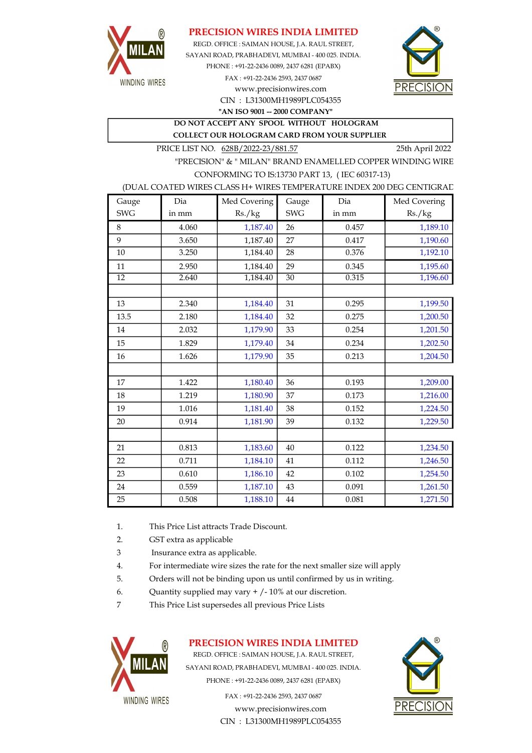# PRECISION WIRES INDIA LIMITED

REGD. OFFICE : SAIMAN HOUSE, J.A. RAUL STREET,
SAYANI ROAD, PRABHADEVI, MUMBAI - 400 025. INDIA.
PHONE : +91-22-2436 0089, 2437 6281 (EPABX)
FAX : +91-22-2436 2593, 2437 0687
www.precisionwires.com
CIN : L31300MH1989PLC054355
**"AN ISO 9001 -- 2000 COMPANY"**

**DO NOT ACCEPT ANY SPOOL WITHOUT HOLOGRAM**
**COLLECT OUR HOLOGRAM CARD FROM YOUR SUPPLIER**

PRICE LIST NO. 628B/2022-23/881.57 — 25th April 2022

"PRECISION" & " MILAN" BRAND ENAMELLED COPPER WINDING WIRE
CONFORMING TO IS:13730 PART 13, ( IEC 60317-13)
(DUAL COATED WIRES CLASS H+ WIRES TEMPERATURE INDEX 200 DEG CENTIGRAD

| Gauge SWG | Dia in mm | Med Covering Rs./kg | Gauge SWG | Dia in mm | Med Covering Rs./kg |
|---|---|---|---|---|---|
| 8 | 4.060 | 1,187.40 | 26 | 0.457 | 1,189.10 |
| 9 | 3.650 | 1,187.40 | 27 | 0.417 | 1,190.60 |
| 10 | 3.250 | 1,184.40 | 28 | 0.376 | 1,192.10 |
| 11 | 2.950 | 1,184.40 | 29 | 0.345 | 1,195.60 |
| 12 | 2.640 | 1,184.40 | 30 | 0.315 | 1,196.60 |
| | | | | | |
| 13 | 2.340 | 1,184.40 | 31 | 0.295 | 1,199.50 |
| 13.5 | 2.180 | 1,184.40 | 32 | 0.275 | 1,200.50 |
| 14 | 2.032 | 1,179.90 | 33 | 0.254 | 1,201.50 |
| 15 | 1.829 | 1,179.40 | 34 | 0.234 | 1,202.50 |
| 16 | 1.626 | 1,179.90 | 35 | 0.213 | 1,204.50 |
| | | | | | |
| 17 | 1.422 | 1,180.40 | 36 | 0.193 | 1,209.00 |
| 18 | 1.219 | 1,180.90 | 37 | 0.173 | 1,216.00 |
| 19 | 1.016 | 1,181.40 | 38 | 0.152 | 1,224.50 |
| 20 | 0.914 | 1,181.90 | 39 | 0.132 | 1,229.50 |
| | | | | | |
| 21 | 0.813 | 1,183.60 | 40 | 0.122 | 1,234.50 |
| 22 | 0.711 | 1,184.10 | 41 | 0.112 | 1,246.50 |
| 23 | 0.610 | 1,186.10 | 42 | 0.102 | 1,254.50 |
| 24 | 0.559 | 1,187.10 | 43 | 0.091 | 1,261.50 |
| 25 | 0.508 | 1,188.10 | 44 | 0.081 | 1,271.50 |

1. This Price List attracts Trade Discount.
2. GST extra as applicable
3 Insurance extra as applicable.
4. For intermediate wire sizes the rate for the next smaller size will apply
5. Orders will not be binding upon us until confirmed by us in writing.
6. Quantity supplied may vary + /- 10% at our discretion.
7 This Price List supersedes all previous Price Lists

# PRECISION WIRES INDIA LIMITED

REGD. OFFICE : SAIMAN HOUSE, J.A. RAUL STREET,
SAYANI ROAD, PRABHADEVI, MUMBAI - 400 025. INDIA.
PHONE : +91-22-2436 0089, 2437 6281 (EPABX)
FAX : +91-22-2436 2593, 2437 0687
www.precisionwires.com
CIN : L31300MH1989PLC054355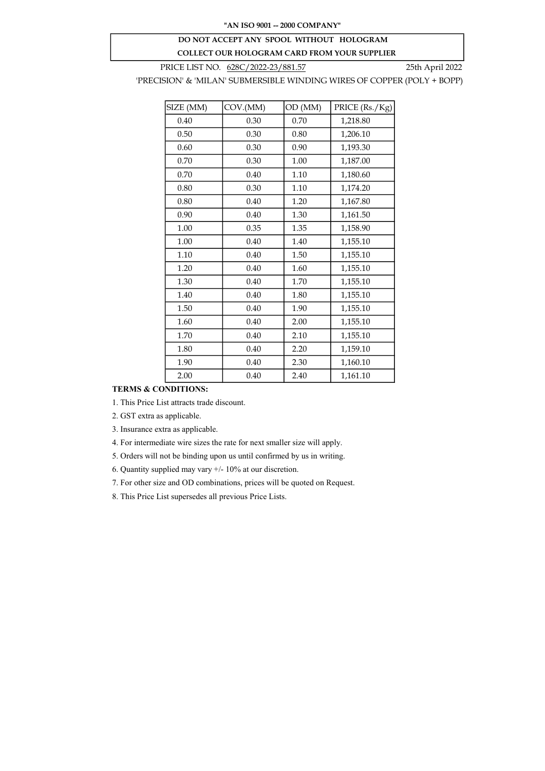**"AN ISO 9001 -- 2000 COMPANY"**

**DO NOT ACCEPT ANY SPOOL WITHOUT HOLOGRAM**

**COLLECT OUR HOLOGRAM CARD FROM YOUR SUPPLIER**

PRICE LIST NO. 628C/2022-23/881.57 — 25th April 2022

'PRECISION' & 'MILAN' SUBMERSIBLE WINDING WIRES OF COPPER (POLY + BOPP)

| SIZE (MM) | COV.(MM) | OD (MM) | PRICE (Rs./Kg) |
|---|---|---|---|
| 0.40 | 0.30 | 0.70 | 1,218.80 |
| 0.50 | 0.30 | 0.80 | 1,206.10 |
| 0.60 | 0.30 | 0.90 | 1,193.30 |
| 0.70 | 0.30 | 1.00 | 1,187.00 |
| 0.70 | 0.40 | 1.10 | 1,180.60 |
| 0.80 | 0.30 | 1.10 | 1,174.20 |
| 0.80 | 0.40 | 1.20 | 1,167.80 |
| 0.90 | 0.40 | 1.30 | 1,161.50 |
| 1.00 | 0.35 | 1.35 | 1,158.90 |
| 1.00 | 0.40 | 1.40 | 1,155.10 |
| 1.10 | 0.40 | 1.50 | 1,155.10 |
| 1.20 | 0.40 | 1.60 | 1,155.10 |
| 1.30 | 0.40 | 1.70 | 1,155.10 |
| 1.40 | 0.40 | 1.80 | 1,155.10 |
| 1.50 | 0.40 | 1.90 | 1,155.10 |
| 1.60 | 0.40 | 2.00 | 1,155.10 |
| 1.70 | 0.40 | 2.10 | 1,155.10 |
| 1.80 | 0.40 | 2.20 | 1,159.10 |
| 1.90 | 0.40 | 2.30 | 1,160.10 |
| 2.00 | 0.40 | 2.40 | 1,161.10 |

**TERMS & CONDITIONS:**

1. This Price List attracts trade discount.
2. GST extra as applicable.
3. Insurance extra as applicable.
4. For intermediate wire sizes the rate for next smaller size will apply.
5. Orders will not be binding upon us until confirmed by us in writing.
6. Quantity supplied may vary +/- 10% at our discretion.
7. For other size and OD combinations, prices will be quoted on Request.
8. This Price List supersedes all previous Price Lists.